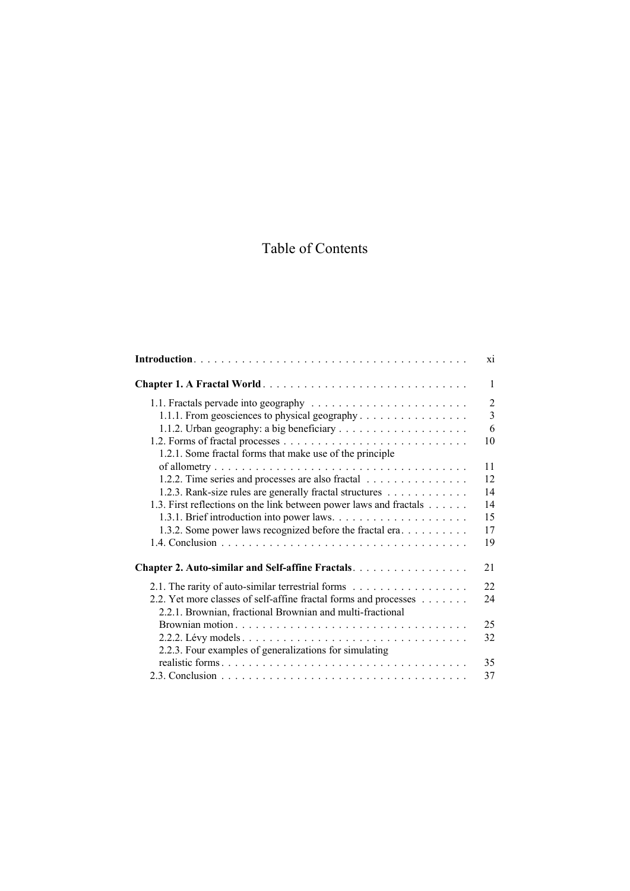# Table of Contents

**Introduction** . . . . . . . . . . . . . . . . . . . . . . . . . . . . . . . . . . . . . . . . xi

**Chapter 1. A Fractal World** . . . . . . . . . . . . . . . . . . . . . . . . . . . . . . 1

- 1.1. Fractals pervade into geography . . . . . . . . . . . . . . . . . . . . . . . 2
  - 1.1.1. From geosciences to physical geography . . . . . . . . . . . . . . . . 3
  - 1.1.2. Urban geography: a big beneficiary . . . . . . . . . . . . . . . . . . . 6
- 1.2. Forms of fractal processes . . . . . . . . . . . . . . . . . . . . . . . . . . . 10
  - 1.2.1. Some fractal forms that make use of the principle of allometry . . . . . . . . . . . . . . . . . . . . . . . . . . . . . . . . . . . . . 11
  - 1.2.2. Time series and processes are also fractal . . . . . . . . . . . . . . . 12
  - 1.2.3. Rank-size rules are generally fractal structures . . . . . . . . . . . . 14
- 1.3. First reflections on the link between power laws and fractals . . . . . . 14
  - 1.3.1. Brief introduction into power laws. . . . . . . . . . . . . . . . . . . . 15
  - 1.3.2. Some power laws recognized before the fractal era. . . . . . . . . . 17
- 1.4. Conclusion . . . . . . . . . . . . . . . . . . . . . . . . . . . . . . . . . . . . 19

**Chapter 2. Auto-similar and Self-affine Fractals**. . . . . . . . . . . . . . . . . 21

- 2.1. The rarity of auto-similar terrestrial forms . . . . . . . . . . . . . . . . . 22
- 2.2. Yet more classes of self-affine fractal forms and processes . . . . . . . 24
  - 2.2.1. Brownian, fractional Brownian and multi-fractional Brownian motion . . . . . . . . . . . . . . . . . . . . . . . . . . . . . . . . . . 25
  - 2.2.2. Lévy models . . . . . . . . . . . . . . . . . . . . . . . . . . . . . . . . . . 32
  - 2.2.3. Four examples of generalizations for simulating realistic forms . . . . . . . . . . . . . . . . . . . . . . . . . . . . . . . . . . . . 35
- 2.3. Conclusion . . . . . . . . . . . . . . . . . . . . . . . . . . . . . . . . . . . . 37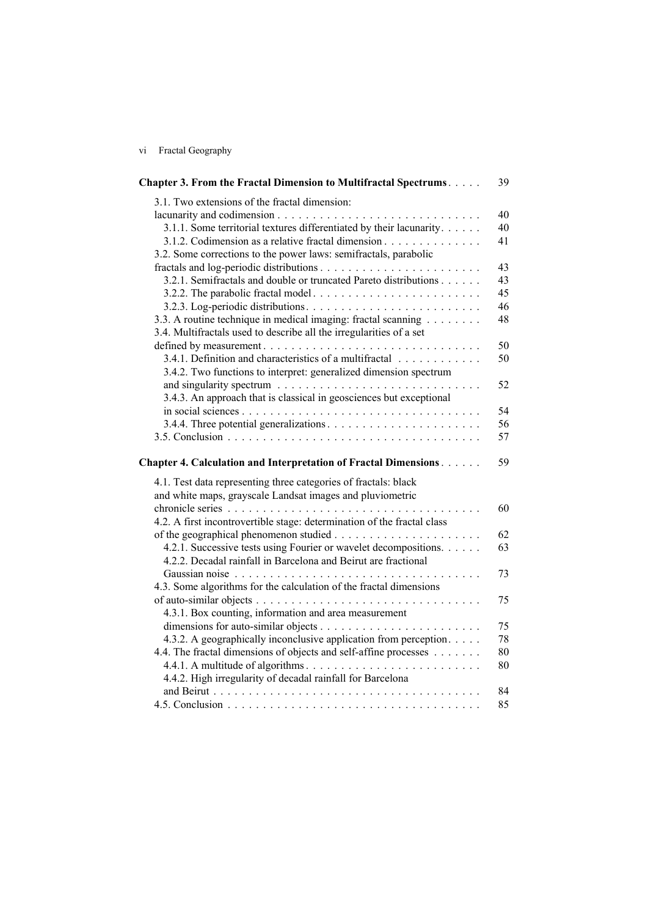**Chapter 3. From the Fractal Dimension to Multifractal Spectrums** . . . . . 39

- 3.1. Two extensions of the fractal dimension: lacunarity and codimension . . . . . 40
  - 3.1.1. Some territorial textures differentiated by their lacunarity . . . . . 40
  - 3.1.2. Codimension as a relative fractal dimension . . . . . 41
- 3.2. Some corrections to the power laws: semifractals, parabolic fractals and log-periodic distributions . . . . . 43
  - 3.2.1. Semifractals and double or truncated Pareto distributions . . . . . 43
  - 3.2.2. The parabolic fractal model . . . . . 45
  - 3.2.3. Log-periodic distributions . . . . . 46
- 3.3. A routine technique in medical imaging: fractal scanning . . . . . 48
- 3.4. Multifractals used to describe all the irregularities of a set defined by measurement . . . . . 50
  - 3.4.1. Definition and characteristics of a multifractal . . . . . 50
  - 3.4.2. Two functions to interpret: generalized dimension spectrum and singularity spectrum . . . . . 52
  - 3.4.3. An approach that is classical in geosciences but exceptional in social sciences . . . . . 54
  - 3.4.4. Three potential generalizations . . . . . 56
- 3.5. Conclusion . . . . . 57

**Chapter 4. Calculation and Interpretation of Fractal Dimensions** . . . . . 59

- 4.1. Test data representing three categories of fractals: black and white maps, grayscale Landsat images and pluviometric chronicle series . . . . . 60
- 4.2. A first incontrovertible stage: determination of the fractal class of the geographical phenomenon studied . . . . . 62
  - 4.2.1. Successive tests using Fourier or wavelet decompositions . . . . . 63
  - 4.2.2. Decadal rainfall in Barcelona and Beirut are fractional Gaussian noise . . . . . 73
- 4.3. Some algorithms for the calculation of the fractal dimensions of auto-similar objects . . . . . 75
  - 4.3.1. Box counting, information and area measurement dimensions for auto-similar objects . . . . . 75
  - 4.3.2. A geographically inconclusive application from perception . . . . . 78
- 4.4. The fractal dimensions of objects and self-affine processes . . . . . 80
  - 4.4.1. A multitude of algorithms . . . . . 80
  - 4.4.2. High irregularity of decadal rainfall for Barcelona and Beirut . . . . . 84
- 4.5. Conclusion . . . . . 85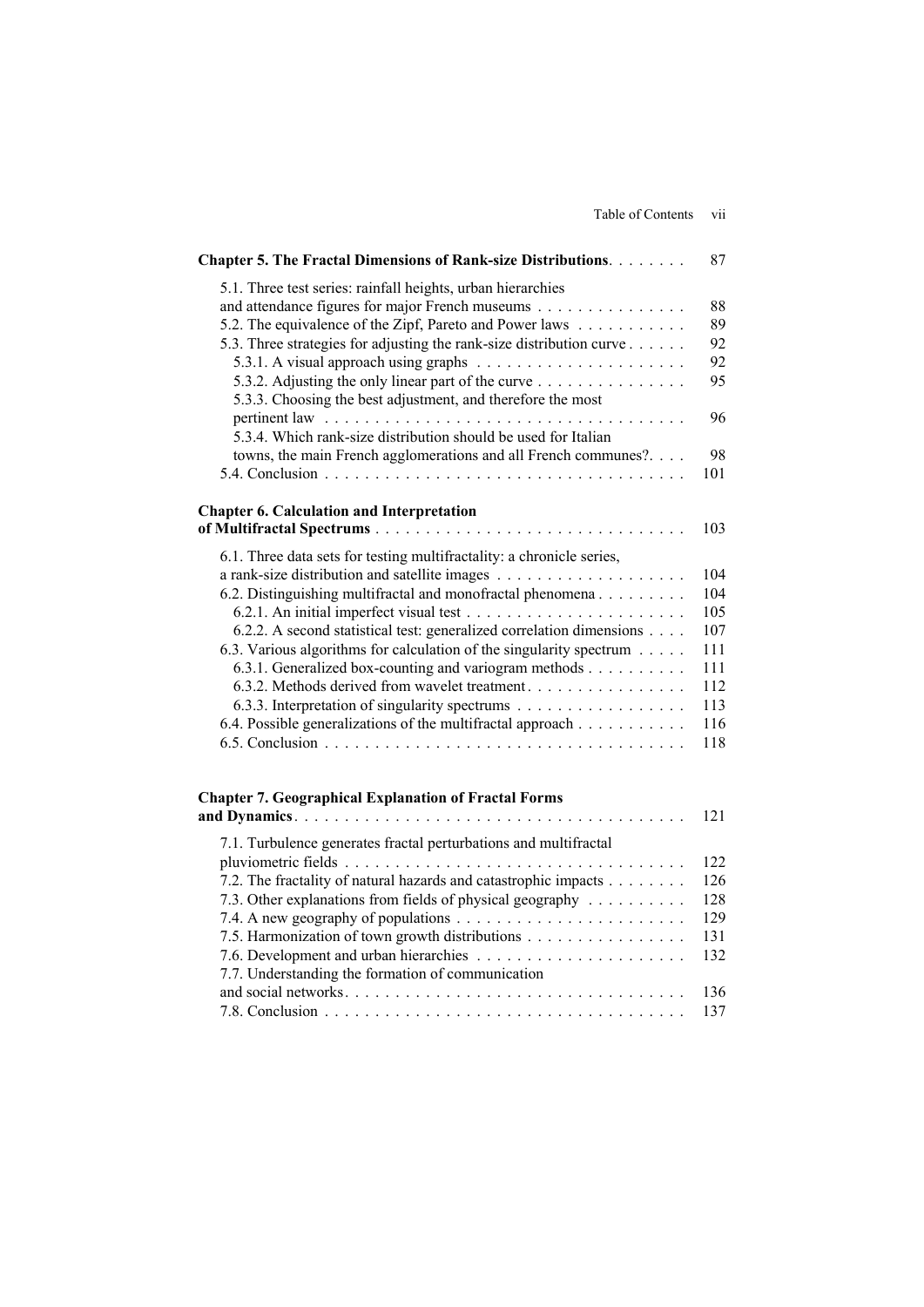**Chapter 5. The Fractal Dimensions of Rank-size Distributions** . . . . . . . . 87

5.1. Three test series: rainfall heights, urban hierarchies and attendance figures for major French museums . . . . . . . . . . . . . . . 88
5.2. The equivalence of the Zipf, Pareto and Power laws . . . . . . . . . . . 89
5.3. Three strategies for adjusting the rank-size distribution curve . . . . . . 92
5.3.1. A visual approach using graphs . . . . . . . . . . . . . . . . . . . . . 92
5.3.2. Adjusting the only linear part of the curve . . . . . . . . . . . . . . . 95
5.3.3. Choosing the best adjustment, and therefore the most pertinent law . . . . . . . . . . . . . . . . . . . . . . . . . . . . . . . . . . . 96
5.3.4. Which rank-size distribution should be used for Italian towns, the main French agglomerations and all French communes?. . . . 98
5.4. Conclusion . . . . . . . . . . . . . . . . . . . . . . . . . . . . . . . . . . 101

**Chapter 6. Calculation and Interpretation of Multifractal Spectrums** . . . . . . . . . . . . . . . . . . . . . . . . . . . . . . 103

6.1. Three data sets for testing multifractality: a chronicle series, a rank-size distribution and satellite images . . . . . . . . . . . . . . . . . . . 104
6.2. Distinguishing multifractal and monofractal phenomena . . . . . . . . . 104
6.2.1. An initial imperfect visual test . . . . . . . . . . . . . . . . . . . . . . 105
6.2.2. A second statistical test: generalized correlation dimensions . . . . 107
6.3. Various algorithms for calculation of the singularity spectrum . . . . . 111
6.3.1. Generalized box-counting and variogram methods . . . . . . . . . . 111
6.3.2. Methods derived from wavelet treatment. . . . . . . . . . . . . . . . 112
6.3.3. Interpretation of singularity spectrums . . . . . . . . . . . . . . . . . 113
6.4. Possible generalizations of the multifractal approach . . . . . . . . . . . 116
6.5. Conclusion . . . . . . . . . . . . . . . . . . . . . . . . . . . . . . . . . . 118

**Chapter 7. Geographical Explanation of Fractal Forms and Dynamics**. . . . . . . . . . . . . . . . . . . . . . . . . . . . . . . . . . . . . . 121

7.1. Turbulence generates fractal perturbations and multifractal pluviometric fields . . . . . . . . . . . . . . . . . . . . . . . . . . . . . . . . . . 122
7.2. The fractality of natural hazards and catastrophic impacts . . . . . . . . 126
7.3. Other explanations from fields of physical geography . . . . . . . . . . 128
7.4. A new geography of populations . . . . . . . . . . . . . . . . . . . . . . 129
7.5. Harmonization of town growth distributions . . . . . . . . . . . . . . . . 131
7.6. Development and urban hierarchies . . . . . . . . . . . . . . . . . . . . . 132
7.7. Understanding the formation of communication and social networks. . . . . . . . . . . . . . . . . . . . . . . . . . . . . . . . . . 136
7.8. Conclusion . . . . . . . . . . . . . . . . . . . . . . . . . . . . . . . . . . 137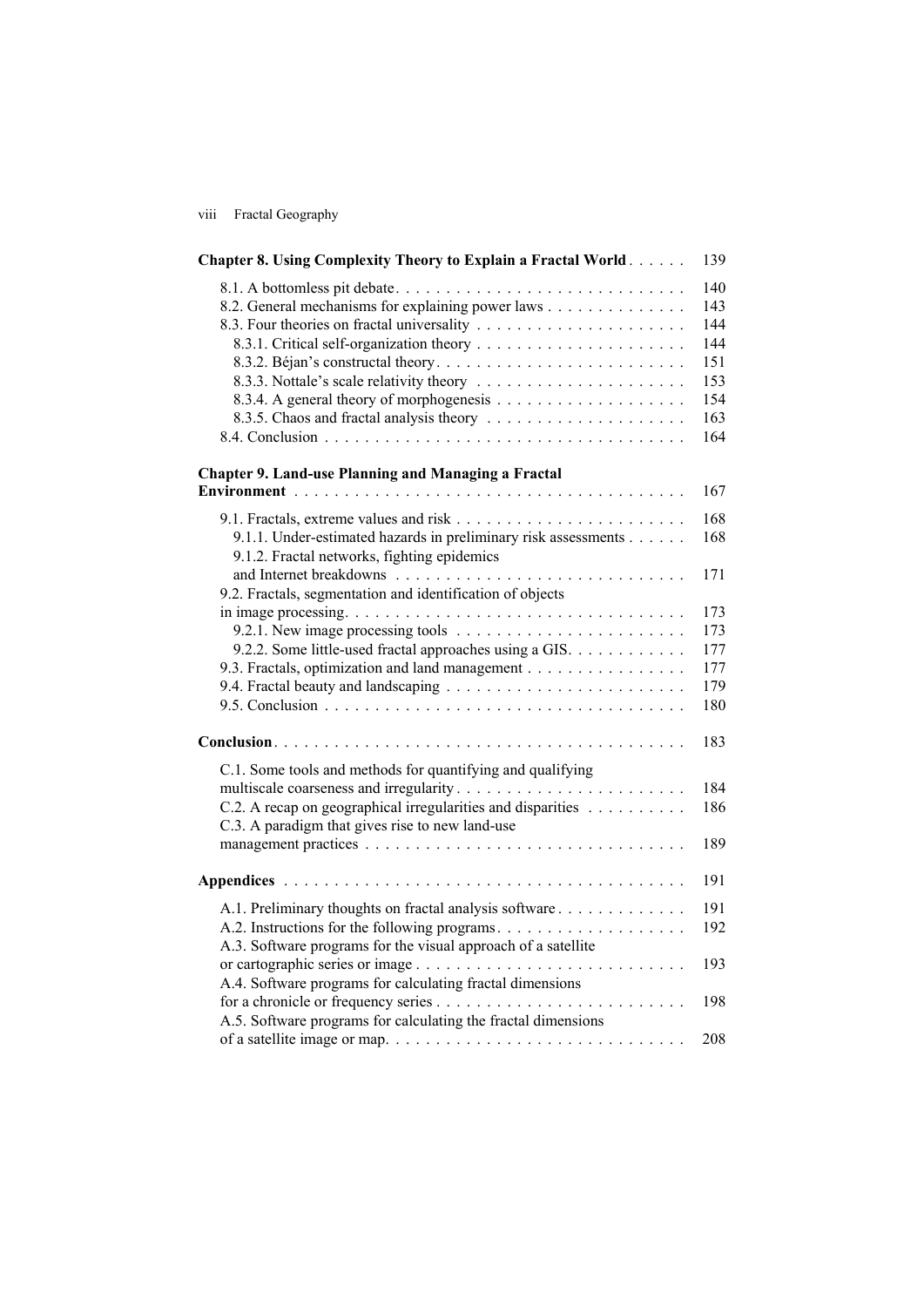**Chapter 8. Using Complexity Theory to Explain a Fractal World** . . . . . . 139

8.1. A bottomless pit debate . . . . . . 140
8.2. General mechanisms for explaining power laws . . . . . . 143
8.3. Four theories on fractal universality . . . . . . 144
8.3.1. Critical self-organization theory . . . . . . 144
8.3.2. Béjan's constructal theory . . . . . . 151
8.3.3. Nottale's scale relativity theory . . . . . . 153
8.3.4. A general theory of morphogenesis . . . . . . 154
8.3.5. Chaos and fractal analysis theory . . . . . . 163
8.4. Conclusion . . . . . . 164

**Chapter 9. Land-use Planning and Managing a Fractal Environment** . . . . . . 167

9.1. Fractals, extreme values and risk . . . . . . 168
9.1.1. Under-estimated hazards in preliminary risk assessments . . . . . . 168
9.1.2. Fractal networks, fighting epidemics and Internet breakdowns . . . . . . 171
9.2. Fractals, segmentation and identification of objects in image processing . . . . . . 173
9.2.1. New image processing tools . . . . . . 173
9.2.2. Some little-used fractal approaches using a GIS . . . . . . 177
9.3. Fractals, optimization and land management . . . . . . 177
9.4. Fractal beauty and landscaping . . . . . . 179
9.5. Conclusion . . . . . . 180

**Conclusion** . . . . . . 183

C.1. Some tools and methods for quantifying and qualifying multiscale coarseness and irregularity . . . . . . 184
C.2. A recap on geographical irregularities and disparities . . . . . . 186
C.3. A paradigm that gives rise to new land-use management practices . . . . . . 189

**Appendices** . . . . . . 191

A.1. Preliminary thoughts on fractal analysis software . . . . . . 191
A.2. Instructions for the following programs . . . . . . 192
A.3. Software programs for the visual approach of a satellite or cartographic series or image . . . . . . 193
A.4. Software programs for calculating fractal dimensions for a chronicle or frequency series . . . . . . 198
A.5. Software programs for calculating the fractal dimensions of a satellite image or map . . . . . . 208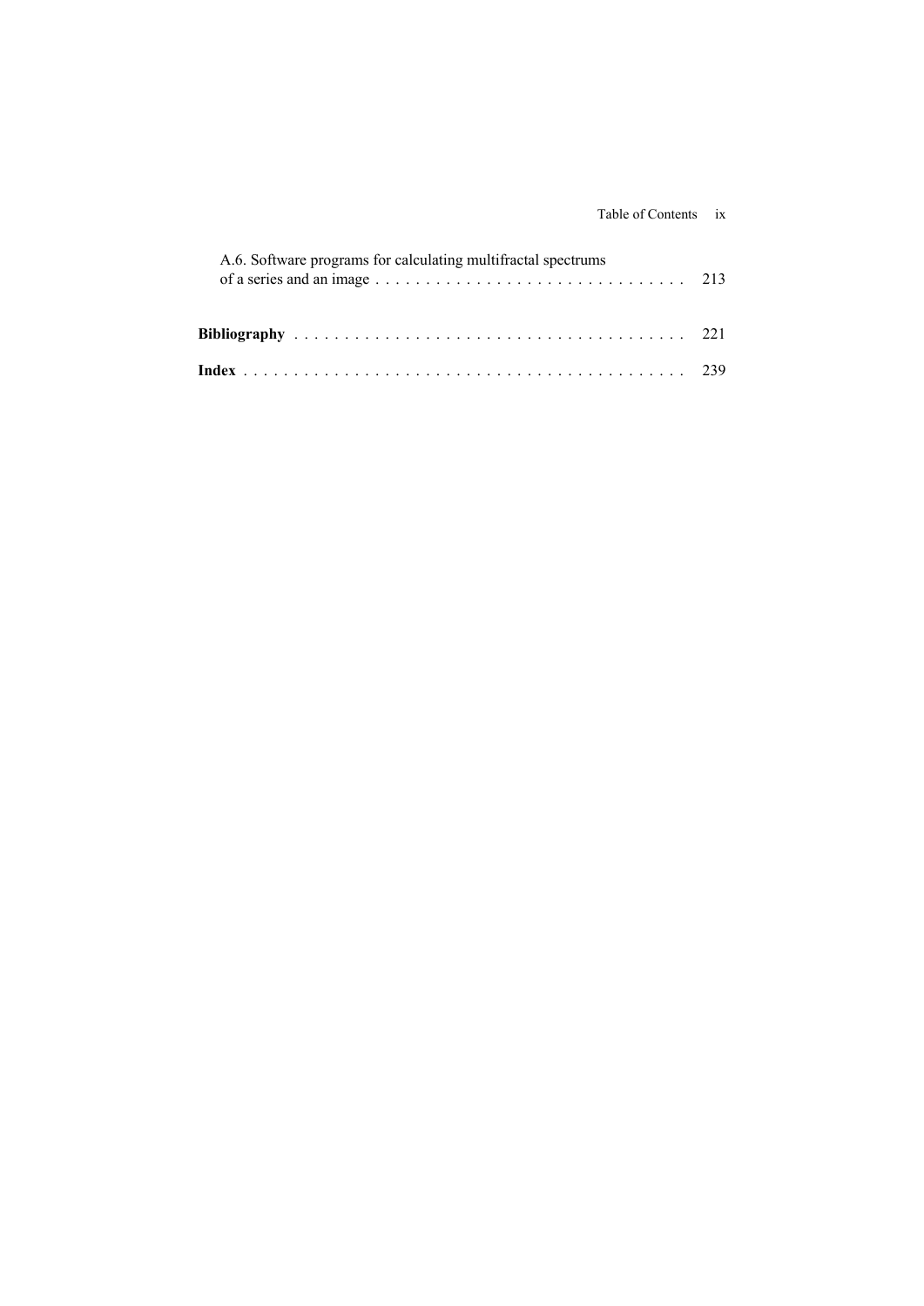A.6. Software programs for calculating multifractal spectrums of a series and an image . . . . . . . . . . . . . . . . . . . . . . . . . . . . . . . 213

**Bibliography** . . . . . . . . . . . . . . . . . . . . . . . . . . . . . . . . . . . . . . . 221

**Index** . . . . . . . . . . . . . . . . . . . . . . . . . . . . . . . . . . . . . . . . . . . 239